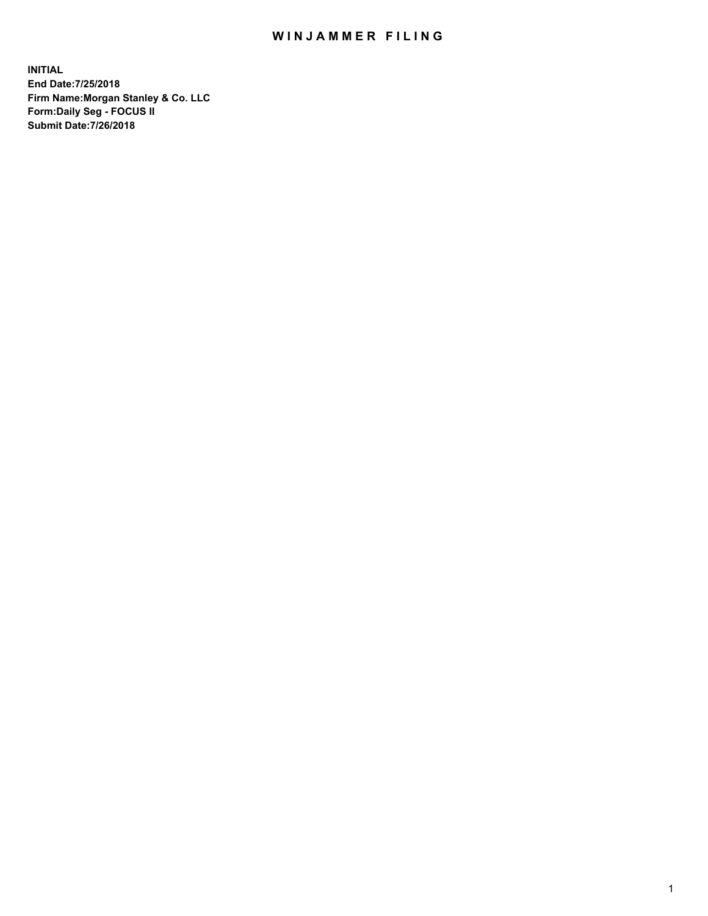# WINJAMMER FILING

**INITIAL**
**End Date:7/25/2018**
**Firm Name:Morgan Stanley & Co. LLC**
**Form:Daily Seg - FOCUS II**
**Submit Date:7/26/2018**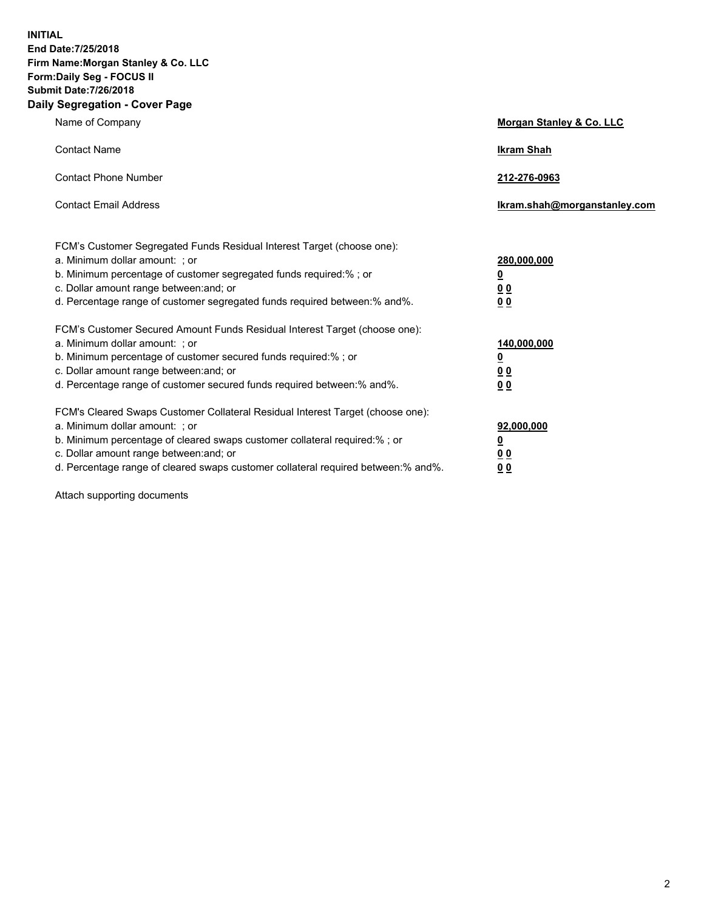**INITIAL**
**End Date:7/25/2018**
**Firm Name:Morgan Stanley & Co. LLC**
**Form:Daily Seg - FOCUS II**
**Submit Date:7/26/2018**
**Daily Segregation - Cover Page**

| | |
|---|---|
| Name of Company | **Morgan Stanley & Co. LLC** |
| Contact Name | **Ikram Shah** |
| Contact Phone Number | **212-276-0963** |
| Contact Email Address | **Ikram.shah@morganstanley.com** |

| | |
|---|---|
| FCM's Customer Segregated Funds Residual Interest Target (choose one): | |
| a. Minimum dollar amount: ; or | **280,000,000** |
| b. Minimum percentage of customer segregated funds required:% ; or | **0** |
| c. Dollar amount range between:and; or | **0 0** |
| d. Percentage range of customer segregated funds required between:% and%. | **0 0** |
| FCM's Customer Secured Amount Funds Residual Interest Target (choose one): | |
| a. Minimum dollar amount: ; or | **140,000,000** |
| b. Minimum percentage of customer secured funds required:% ; or | **0** |
| c. Dollar amount range between:and; or | **0 0** |
| d. Percentage range of customer secured funds required between:% and%. | **0 0** |
| FCM's Cleared Swaps Customer Collateral Residual Interest Target (choose one): | |
| a. Minimum dollar amount: ; or | **92,000,000** |
| b. Minimum percentage of cleared swaps customer collateral required:% ; or | **0** |
| c. Dollar amount range between:and; or | **0 0** |
| d. Percentage range of cleared swaps customer collateral required between:% and%. | **0 0** |

Attach supporting documents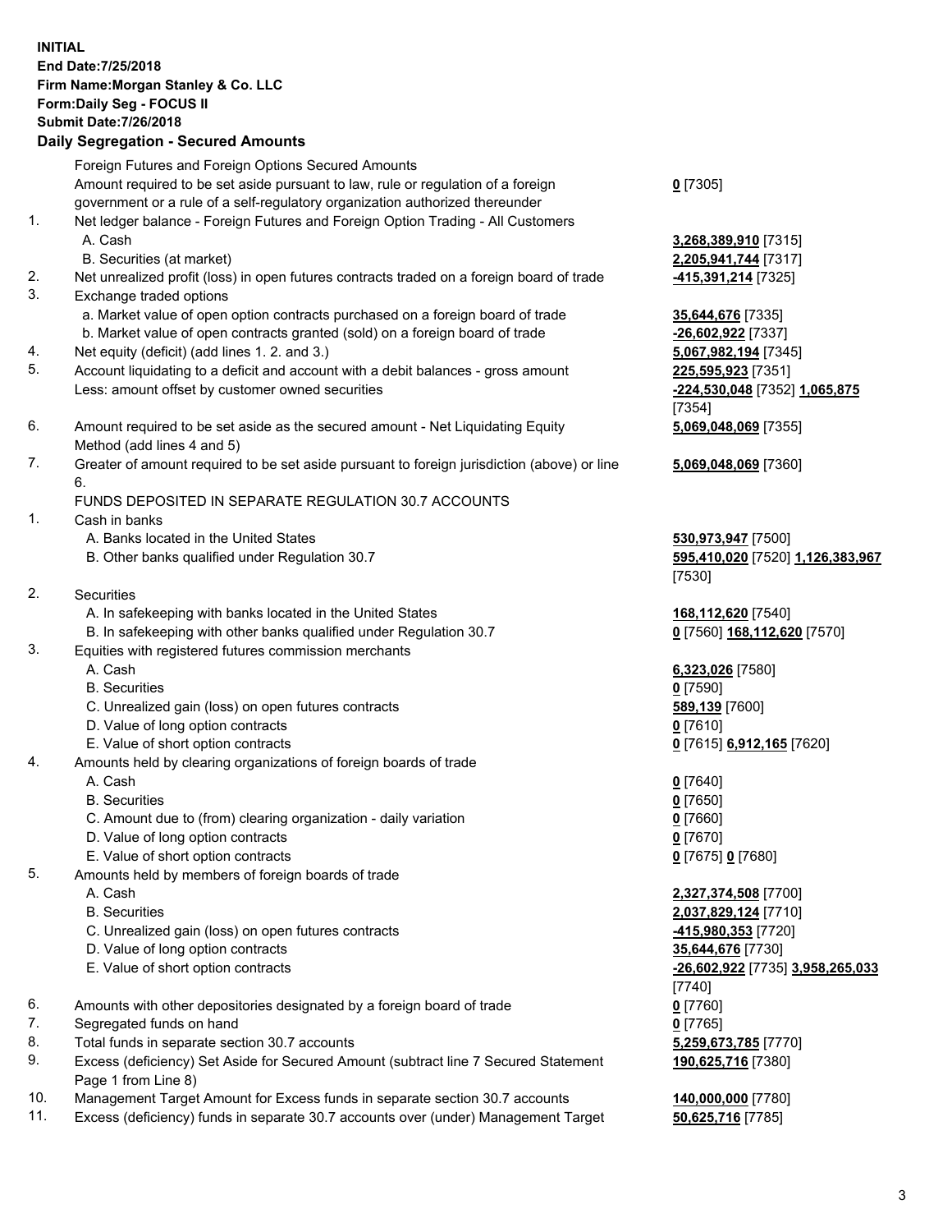**INITIAL**
**End Date:7/25/2018**
**Firm Name:Morgan Stanley & Co. LLC**
**Form:Daily Seg - FOCUS II**
**Submit Date:7/26/2018**

## Daily Segregation - Secured Amounts

| | | |
|---|---|---|
| | Foreign Futures and Foreign Options Secured Amounts | |
| | Amount required to be set aside pursuant to law, rule or regulation of a foreign government or a rule of a self-regulatory organization authorized thereunder | **0** [7305] |
| 1. | Net ledger balance - Foreign Futures and Foreign Option Trading - All Customers | |
| | A. Cash | **3,268,389,910** [7315] |
| | B. Securities (at market) | **2,205,941,744** [7317] |
| 2. | Net unrealized profit (loss) in open futures contracts traded on a foreign board of trade | **-415,391,214** [7325] |
| 3. | Exchange traded options | |
| | a. Market value of open option contracts purchased on a foreign board of trade | **35,644,676** [7335] |
| | b. Market value of open contracts granted (sold) on a foreign board of trade | **-26,602,922** [7337] |
| 4. | Net equity (deficit) (add lines 1. 2. and 3.) | **5,067,982,194** [7345] |
| 5. | Account liquidating to a deficit and account with a debit balances - gross amount | **225,595,923** [7351] |
| | Less: amount offset by customer owned securities | **-224,530,048** [7352] **1,065,875** [7354] |
| 6. | Amount required to be set aside as the secured amount - Net Liquidating Equity Method (add lines 4 and 5) | **5,069,048,069** [7355] |
| 7. | Greater of amount required to be set aside pursuant to foreign jurisdiction (above) or line 6. | **5,069,048,069** [7360] |
| | FUNDS DEPOSITED IN SEPARATE REGULATION 30.7 ACCOUNTS | |
| 1. | Cash in banks | |
| | A. Banks located in the United States | **530,973,947** [7500] |
| | B. Other banks qualified under Regulation 30.7 | **595,410,020** [7520] **1,126,383,967** [7530] |
| 2. | Securities | |
| | A. In safekeeping with banks located in the United States | **168,112,620** [7540] |
| | B. In safekeeping with other banks qualified under Regulation 30.7 | **0** [7560] **168,112,620** [7570] |
| 3. | Equities with registered futures commission merchants | |
| | A. Cash | **6,323,026** [7580] |
| | B. Securities | **0** [7590] |
| | C. Unrealized gain (loss) on open futures contracts | **589,139** [7600] |
| | D. Value of long option contracts | **0** [7610] |
| | E. Value of short option contracts | **0** [7615] **6,912,165** [7620] |
| 4. | Amounts held by clearing organizations of foreign boards of trade | |
| | A. Cash | **0** [7640] |
| | B. Securities | **0** [7650] |
| | C. Amount due to (from) clearing organization - daily variation | **0** [7660] |
| | D. Value of long option contracts | **0** [7670] |
| | E. Value of short option contracts | **0** [7675] **0** [7680] |
| 5. | Amounts held by members of foreign boards of trade | |
| | A. Cash | **2,327,374,508** [7700] |
| | B. Securities | **2,037,829,124** [7710] |
| | C. Unrealized gain (loss) on open futures contracts | **-415,980,353** [7720] |
| | D. Value of long option contracts | **35,644,676** [7730] |
| | E. Value of short option contracts | **-26,602,922** [7735] **3,958,265,033** [7740] |
| 6. | Amounts with other depositories designated by a foreign board of trade | **0** [7760] |
| 7. | Segregated funds on hand | **0** [7765] |
| 8. | Total funds in separate section 30.7 accounts | **5,259,673,785** [7770] |
| 9. | Excess (deficiency) Set Aside for Secured Amount (subtract line 7 Secured Statement Page 1 from Line 8) | **190,625,716** [7380] |
| 10. | Management Target Amount for Excess funds in separate section 30.7 accounts | **140,000,000** [7780] |
| 11. | Excess (deficiency) funds in separate 30.7 accounts over (under) Management Target | **50,625,716** [7785] |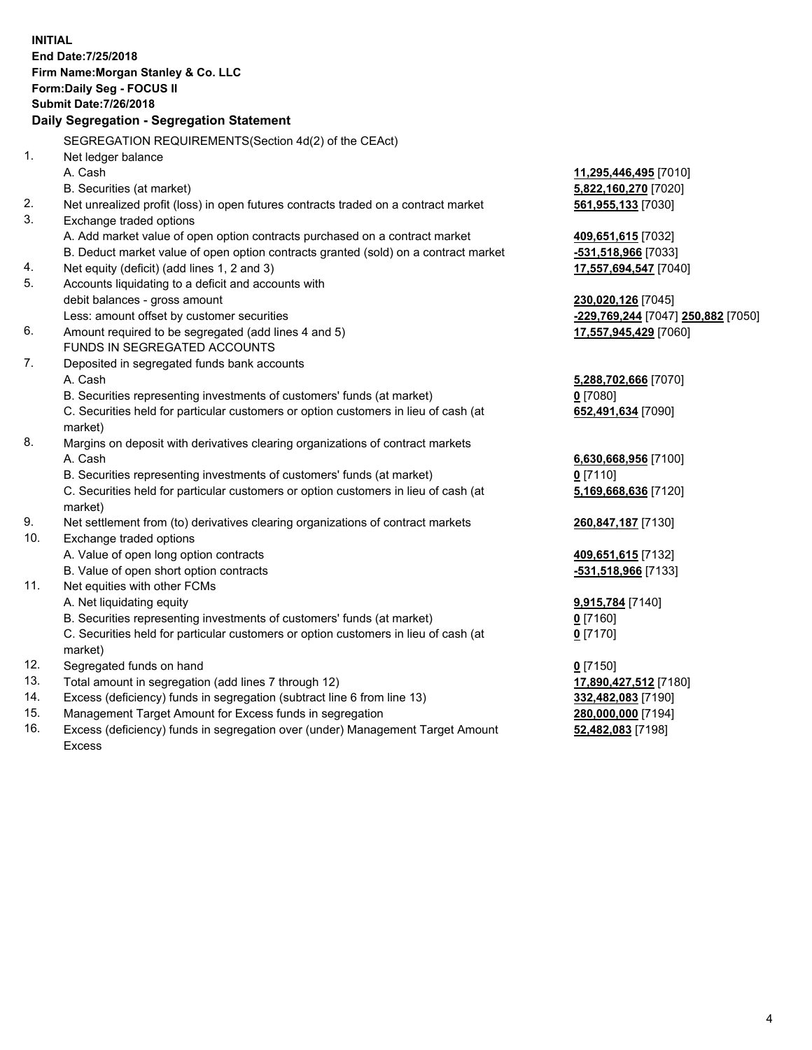**INITIAL**
**End Date:7/25/2018**
**Firm Name:Morgan Stanley & Co. LLC**
**Form:Daily Seg - FOCUS II**
**Submit Date:7/26/2018**

**Daily Segregation - Segregation Statement**

SEGREGATION REQUIREMENTS(Section 4d(2) of the CEAct)

| | | |
|---|---|---|
| 1. | Net ledger balance | |
| | A. Cash | **11,295,446,495** [7010] |
| | B. Securities (at market) | **5,822,160,270** [7020] |
| 2. | Net unrealized profit (loss) in open futures contracts traded on a contract market | **561,955,133** [7030] |
| 3. | Exchange traded options | |
| | A. Add market value of open option contracts purchased on a contract market | **409,651,615** [7032] |
| | B. Deduct market value of open option contracts granted (sold) on a contract market | **-531,518,966** [7033] |
| 4. | Net equity (deficit) (add lines 1, 2 and 3) | **17,557,694,547** [7040] |
| 5. | Accounts liquidating to a deficit and accounts with debit balances - gross amount | **230,020,126** [7045] |
| | Less: amount offset by customer securities | **-229,769,244** [7047] **250,882** [7050] |
| 6. | Amount required to be segregated (add lines 4 and 5) | **17,557,945,429** [7060] |
| | FUNDS IN SEGREGATED ACCOUNTS | |
| 7. | Deposited in segregated funds bank accounts | |
| | A. Cash | **5,288,702,666** [7070] |
| | B. Securities representing investments of customers' funds (at market) | **0** [7080] |
| | C. Securities held for particular customers or option customers in lieu of cash (at market) | **652,491,634** [7090] |
| 8. | Margins on deposit with derivatives clearing organizations of contract markets | |
| | A. Cash | **6,630,668,956** [7100] |
| | B. Securities representing investments of customers' funds (at market) | **0** [7110] |
| | C. Securities held for particular customers or option customers in lieu of cash (at market) | **5,169,668,636** [7120] |
| 9. | Net settlement from (to) derivatives clearing organizations of contract markets | **260,847,187** [7130] |
| 10. | Exchange traded options | |
| | A. Value of open long option contracts | **409,651,615** [7132] |
| | B. Value of open short option contracts | **-531,518,966** [7133] |
| 11. | Net equities with other FCMs | |
| | A. Net liquidating equity | **9,915,784** [7140] |
| | B. Securities representing investments of customers' funds (at market) | **0** [7160] |
| | C. Securities held for particular customers or option customers in lieu of cash (at market) | **0** [7170] |
| 12. | Segregated funds on hand | **0** [7150] |
| 13. | Total amount in segregation (add lines 7 through 12) | **17,890,427,512** [7180] |
| 14. | Excess (deficiency) funds in segregation (subtract line 6 from line 13) | **332,482,083** [7190] |
| 15. | Management Target Amount for Excess funds in segregation | **280,000,000** [7194] |
| 16. | Excess (deficiency) funds in segregation over (under) Management Target Amount Excess | **52,482,083** [7198] |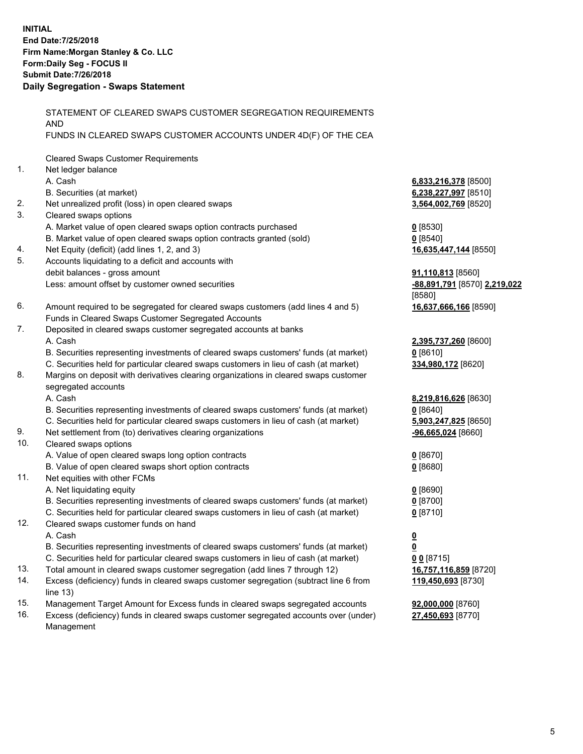**INITIAL**
**End Date:7/25/2018**
**Firm Name:Morgan Stanley & Co. LLC**
**Form:Daily Seg - FOCUS II**
**Submit Date:7/26/2018**
**Daily Segregation - Swaps Statement**

STATEMENT OF CLEARED SWAPS CUSTOMER SEGREGATION REQUIREMENTS AND FUNDS IN CLEARED SWAPS CUSTOMER ACCOUNTS UNDER 4D(F) OF THE CEA

| | | |
|---|---|---|
| | Cleared Swaps Customer Requirements | |
| 1. | Net ledger balance | |
| | A. Cash | **6,833,216,378** [8500] |
| | B. Securities (at market) | **6,238,227,997** [8510] |
| 2. | Net unrealized profit (loss) in open cleared swaps | **3,564,002,769** [8520] |
| 3. | Cleared swaps options | |
| | A. Market value of open cleared swaps option contracts purchased | **0** [8530] |
| | B. Market value of open cleared swaps option contracts granted (sold) | **0** [8540] |
| 4. | Net Equity (deficit) (add lines 1, 2, and 3) | **16,635,447,144** [8550] |
| 5. | Accounts liquidating to a deficit and accounts with debit balances - gross amount | **91,110,813** [8560] |
| | Less: amount offset by customer owned securities | **-88,891,791** [8570] **2,219,022** [8580] |
| 6. | Amount required to be segregated for cleared swaps customers (add lines 4 and 5) | **16,637,666,166** [8590] |
| | Funds in Cleared Swaps Customer Segregated Accounts | |
| 7. | Deposited in cleared swaps customer segregated accounts at banks | |
| | A. Cash | **2,395,737,260** [8600] |
| | B. Securities representing investments of cleared swaps customers' funds (at market) | **0** [8610] |
| | C. Securities held for particular cleared swaps customers in lieu of cash (at market) | **334,980,172** [8620] |
| 8. | Margins on deposit with derivatives clearing organizations in cleared swaps customer segregated accounts | |
| | A. Cash | **8,219,816,626** [8630] |
| | B. Securities representing investments of cleared swaps customers' funds (at market) | **0** [8640] |
| | C. Securities held for particular cleared swaps customers in lieu of cash (at market) | **5,903,247,825** [8650] |
| 9. | Net settlement from (to) derivatives clearing organizations | **-96,665,024** [8660] |
| 10. | Cleared swaps options | |
| | A. Value of open cleared swaps long option contracts | **0** [8670] |
| | B. Value of open cleared swaps short option contracts | **0** [8680] |
| 11. | Net equities with other FCMs | |
| | A. Net liquidating equity | **0** [8690] |
| | B. Securities representing investments of cleared swaps customers' funds (at market) | **0** [8700] |
| | C. Securities held for particular cleared swaps customers in lieu of cash (at market) | **0** [8710] |
| 12. | Cleared swaps customer funds on hand | |
| | A. Cash | **0** |
| | B. Securities representing investments of cleared swaps customers' funds (at market) | **0** |
| | C. Securities held for particular cleared swaps customers in lieu of cash (at market) | **0** **0** [8715] |
| 13. | Total amount in cleared swaps customer segregation (add lines 7 through 12) | **16,757,116,859** [8720] |
| 14. | Excess (deficiency) funds in cleared swaps customer segregation (subtract line 6 from line 13) | **119,450,693** [8730] |
| 15. | Management Target Amount for Excess funds in cleared swaps segregated accounts | **92,000,000** [8760] |
| 16. | Excess (deficiency) funds in cleared swaps customer segregated accounts over (under) Management | **27,450,693** [8770] |